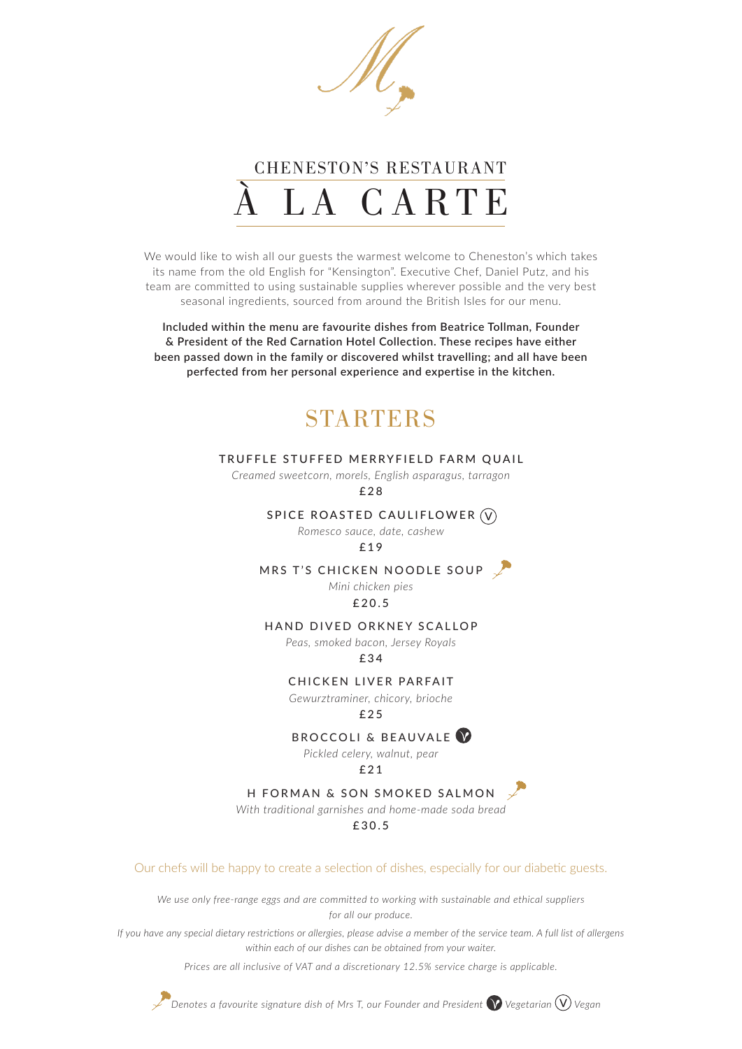CHENESTON'S RESTAURANT

# À LA CARTE

We would like to wish all our guests the warmest welcome to Cheneston's which takes its name from the old English for "Kensington". Executive Chef, Daniel Putz, and his team are committed to using sustainable supplies wherever possible and the very best seasonal ingredients, sourced from around the British Isles for our menu.

**Included within the menu are favourite dishes from Beatrice Tollman, Founder & President of the Red Carnation Hotel Collection. These recipes have either been passed down in the family or discovered whilst travelling; and all have been perfected from her personal experience and expertise in the kitchen.**

## STARTERS

TRUFFLE STUFFED MERRYFIELD FARM QUAIL
*Creamed sweetcorn, morels, English asparagus, tarragon*
£28

SPICE ROASTED CAULIFLOWER (V)
*Romesco sauce, date, cashew*
£19

MRS T'S CHICKEN NOODLE SOUP
*Mini chicken pies*
£20.5

HAND DIVED ORKNEY SCALLOP
*Peas, smoked bacon, Jersey Royals*
£34

CHICKEN LIVER PARFAIT
*Gewurztraminer, chicory, brioche*
£25

BROCCOLI & BEAUVALE
*Pickled celery, walnut, pear*
£21

H FORMAN & SON SMOKED SALMON
*With traditional garnishes and home-made soda bread*
£30.5

Our chefs will be happy to create a selection of dishes, especially for our diabetic guests.

*We use only free-range eggs and are committed to working with sustainable and ethical suppliers for all our produce.*

*If you have any special dietary restrictions or allergies, please advise a member of the service team. A full list of allergens within each of our dishes can be obtained from your waiter.*

*Prices are all inclusive of VAT and a discretionary 12.5% service charge is applicable.*

*Denotes a favourite signature dish of Mrs T, our Founder and President* *Vegetarian* (V) *Vegan*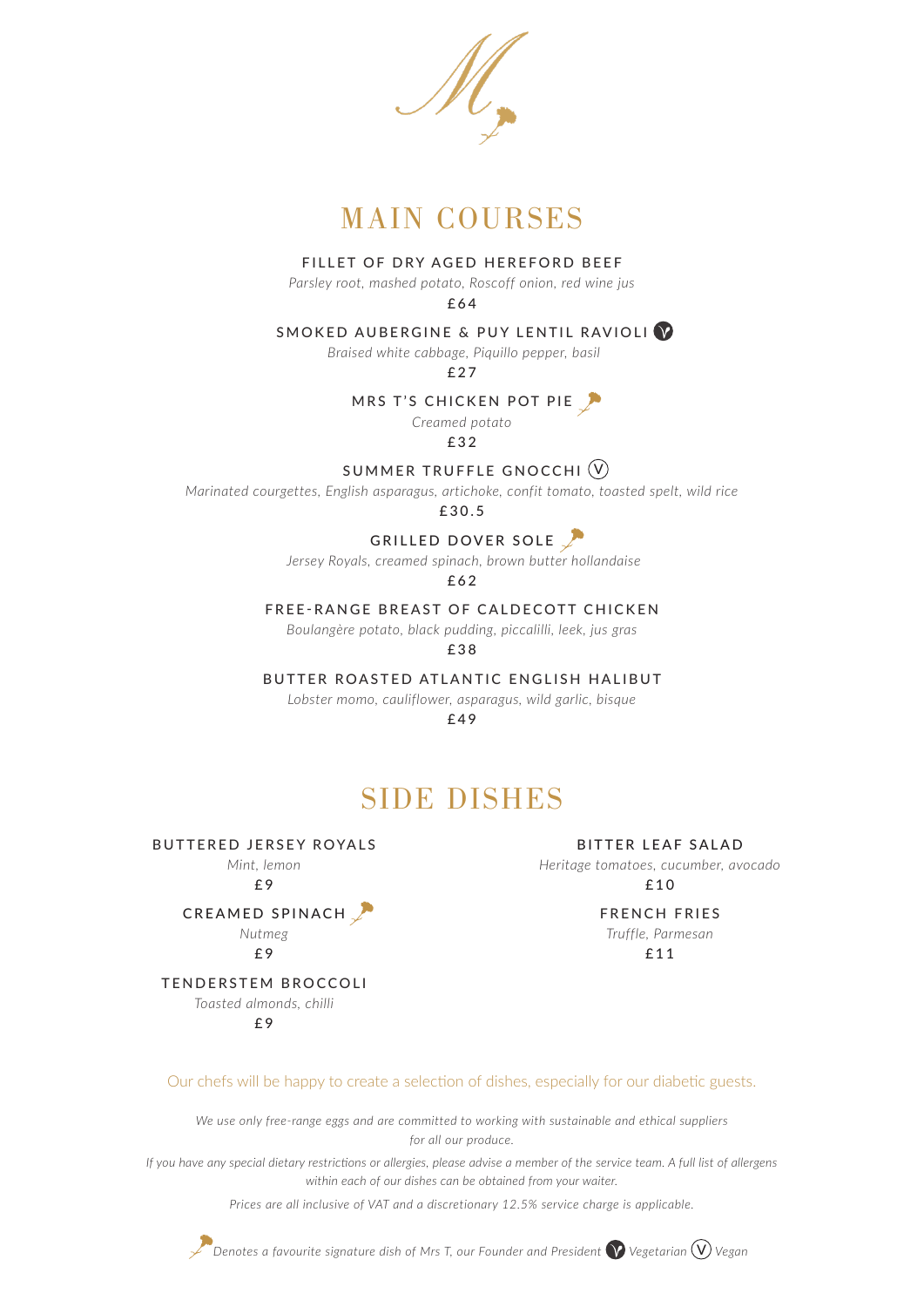# MAIN COURSES

### FILLET OF DRY AGED HEREFORD BEEF
*Parsley root, mashed potato, Roscoff onion, red wine jus*
£64

### SMOKED AUBERGINE & PUY LENTIL RAVIOLI (Vegetarian)
*Braised white cabbage, Piquillo pepper, basil*
£27

### MRS T'S CHICKEN POT PIE (Signature)
*Creamed potato*
£32

### SUMMER TRUFFLE GNOCCHI (V)
*Marinated courgettes, English asparagus, artichoke, confit tomato, toasted spelt, wild rice*
£30.5

### GRILLED DOVER SOLE (Signature)
*Jersey Royals, creamed spinach, brown butter hollandaise*
£62

### FREE-RANGE BREAST OF CALDECOTT CHICKEN
*Boulangère potato, black pudding, piccalilli, leek, jus gras*
£38

### BUTTER ROASTED ATLANTIC ENGLISH HALIBUT
*Lobster momo, cauliflower, asparagus, wild garlic, bisque*
£49

# SIDE DISHES

### BUTTERED JERSEY ROYALS
*Mint, lemon*
£9

### CREAMED SPINACH (Signature)
*Nutmeg*
£9

### TENDERSTEM BROCCOLI
*Toasted almonds, chilli*
£9

### BITTER LEAF SALAD
*Heritage tomatoes, cucumber, avocado*
£10

### FRENCH FRIES
*Truffle, Parmesan*
£11

Our chefs will be happy to create a selection of dishes, especially for our diabetic guests.

*We use only free-range eggs and are committed to working with sustainable and ethical suppliers for all our produce.*

*If you have any special dietary restrictions or allergies, please advise a member of the service team. A full list of allergens within each of our dishes can be obtained from your waiter.*

*Prices are all inclusive of VAT and a discretionary 12.5% service charge is applicable.*

*(Signature) Denotes a favourite signature dish of Mrs T, our Founder and President (Vegetarian) Vegetarian (V) Vegan*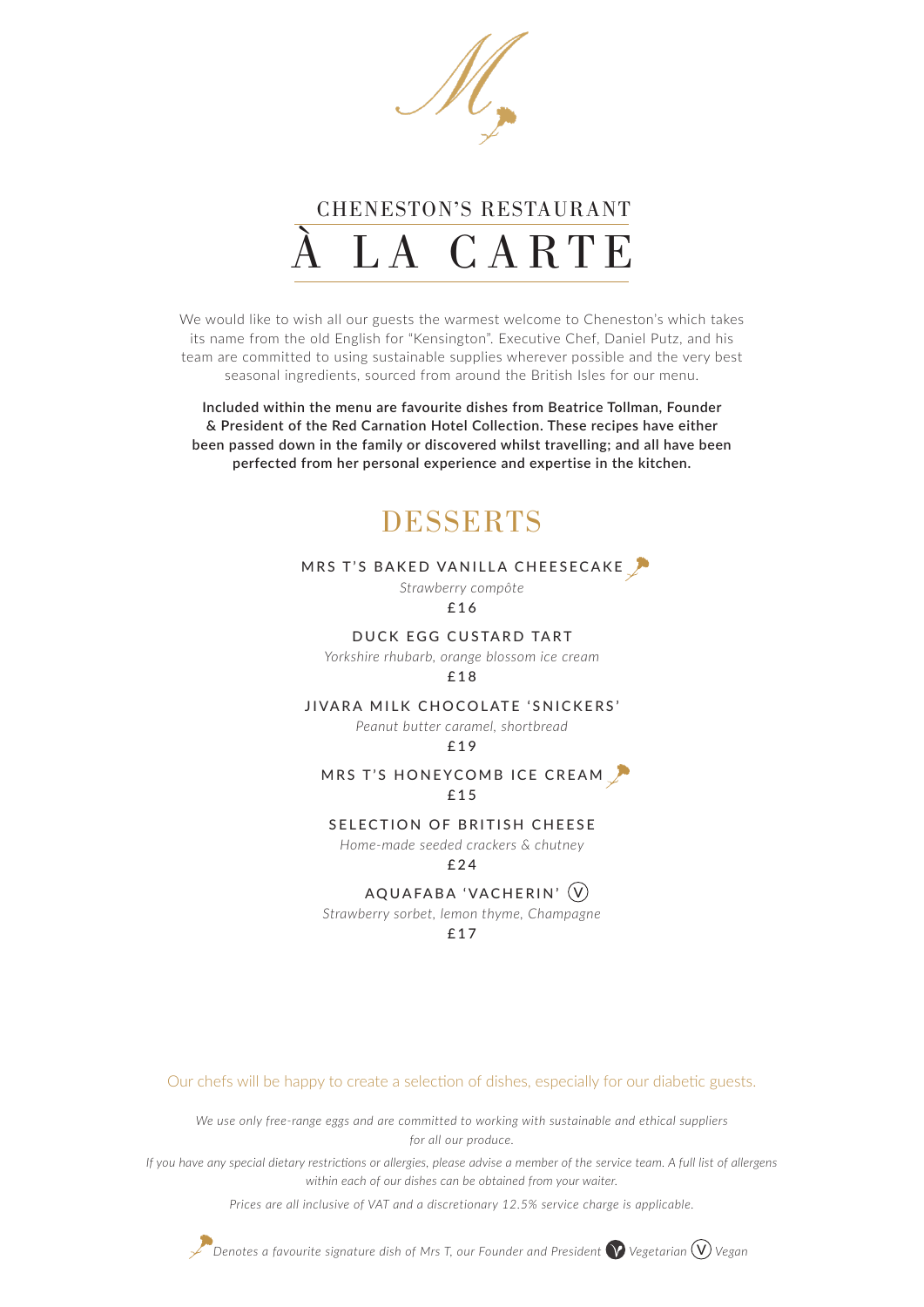# CHENESTON'S RESTAURANT

# À LA CARTE

We would like to wish all our guests the warmest welcome to Cheneston's which takes its name from the old English for "Kensington". Executive Chef, Daniel Putz, and his team are committed to using sustainable supplies wherever possible and the very best seasonal ingredients, sourced from around the British Isles for our menu.

**Included within the menu are favourite dishes from Beatrice Tollman, Founder & President of the Red Carnation Hotel Collection. These recipes have either been passed down in the family or discovered whilst travelling; and all have been perfected from her personal experience and expertise in the kitchen.**

## DESSERTS

MRS T'S BAKED VANILLA CHEESECAKE

*Strawberry compôte*

£16

DUCK EGG CUSTARD TART

*Yorkshire rhubarb, orange blossom ice cream*

£18

JIVARA MILK CHOCOLATE 'SNICKERS'

*Peanut butter caramel, shortbread*

£19

MRS T'S HONEYCOMB ICE CREAM

£15

SELECTION OF BRITISH CHEESE

*Home-made seeded crackers & chutney*

£24

AQUAFABA 'VACHERIN' (V)

*Strawberry sorbet, lemon thyme, Champagne*

£17

Our chefs will be happy to create a selection of dishes, especially for our diabetic guests.

*We use only free-range eggs and are committed to working with sustainable and ethical suppliers for all our produce.*

*If you have any special dietary restrictions or allergies, please advise a member of the service team. A full list of allergens within each of our dishes can be obtained from your waiter.*

*Prices are all inclusive of VAT and a discretionary 12.5% service charge is applicable.*

*Denotes a favourite signature dish of Mrs T, our Founder and President* *Vegetarian* (V) *Vegan*